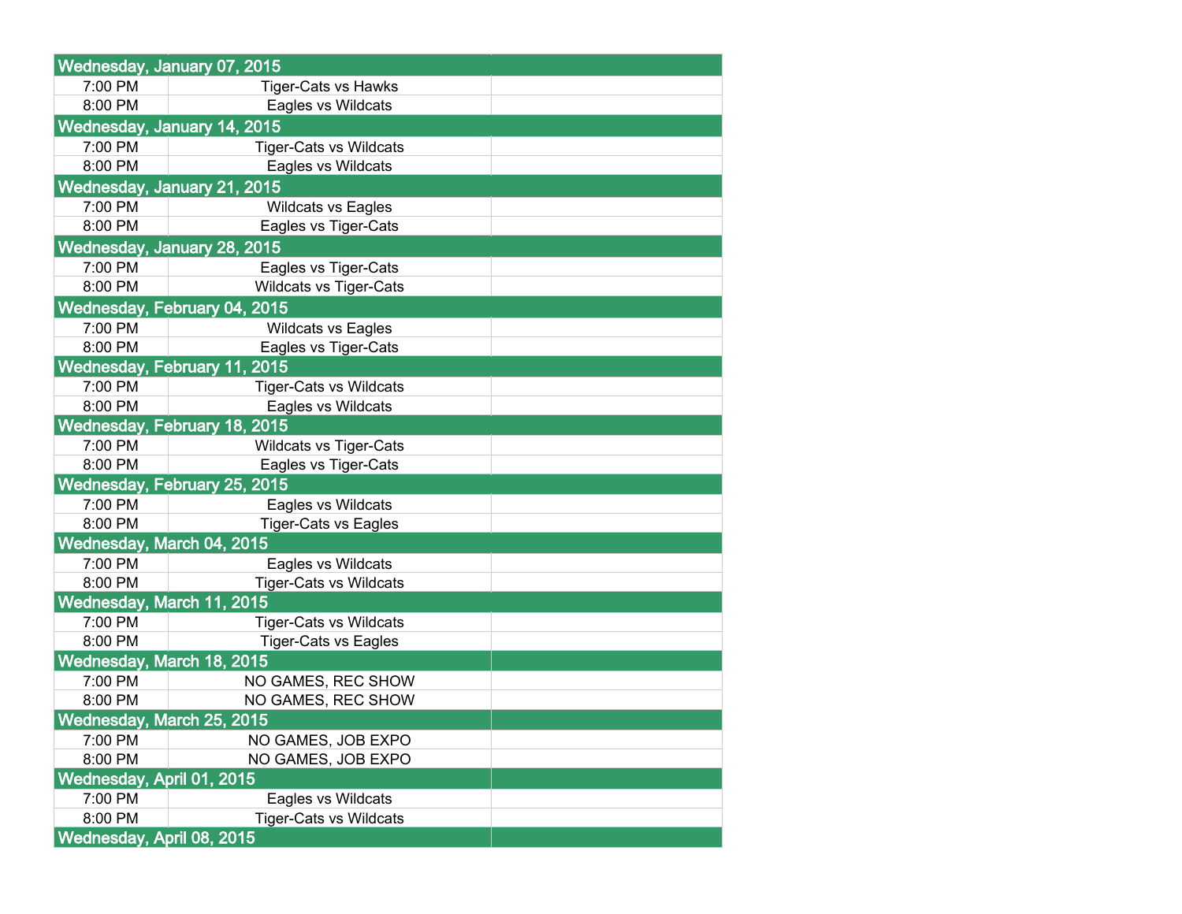| Wednesday, January 07, 2015 | | |
|---|---|---|
| 7:00 PM | Tiger-Cats vs Hawks | |
| 8:00 PM | Eagles vs Wildcats | |
| **Wednesday, January 14, 2015** | | |
| 7:00 PM | Tiger-Cats vs Wildcats | |
| 8:00 PM | Eagles vs Wildcats | |
| **Wednesday, January 21, 2015** | | |
| 7:00 PM | Wildcats vs Eagles | |
| 8:00 PM | Eagles vs Tiger-Cats | |
| **Wednesday, January 28, 2015** | | |
| 7:00 PM | Eagles vs Tiger-Cats | |
| 8:00 PM | Wildcats vs Tiger-Cats | |
| **Wednesday, February 04, 2015** | | |
| 7:00 PM | Wildcats vs Eagles | |
| 8:00 PM | Eagles vs Tiger-Cats | |
| **Wednesday, February 11, 2015** | | |
| 7:00 PM | Tiger-Cats vs Wildcats | |
| 8:00 PM | Eagles vs Wildcats | |
| **Wednesday, February 18, 2015** | | |
| 7:00 PM | Wildcats vs Tiger-Cats | |
| 8:00 PM | Eagles vs Tiger-Cats | |
| **Wednesday, February 25, 2015** | | |
| 7:00 PM | Eagles vs Wildcats | |
| 8:00 PM | Tiger-Cats vs Eagles | |
| **Wednesday, March 04, 2015** | | |
| 7:00 PM | Eagles vs Wildcats | |
| 8:00 PM | Tiger-Cats vs Wildcats | |
| **Wednesday, March 11, 2015** | | |
| 7:00 PM | Tiger-Cats vs Wildcats | |
| 8:00 PM | Tiger-Cats vs Eagles | |
| **Wednesday, March 18, 2015** | | |
| 7:00 PM | NO GAMES, REC SHOW | |
| 8:00 PM | NO GAMES, REC SHOW | |
| **Wednesday, March 25, 2015** | | |
| 7:00 PM | NO GAMES, JOB EXPO | |
| 8:00 PM | NO GAMES, JOB EXPO | |
| **Wednesday, April 01, 2015** | | |
| 7:00 PM | Eagles vs Wildcats | |
| 8:00 PM | Tiger-Cats vs Wildcats | |
| **Wednesday, April 08, 2015** | | |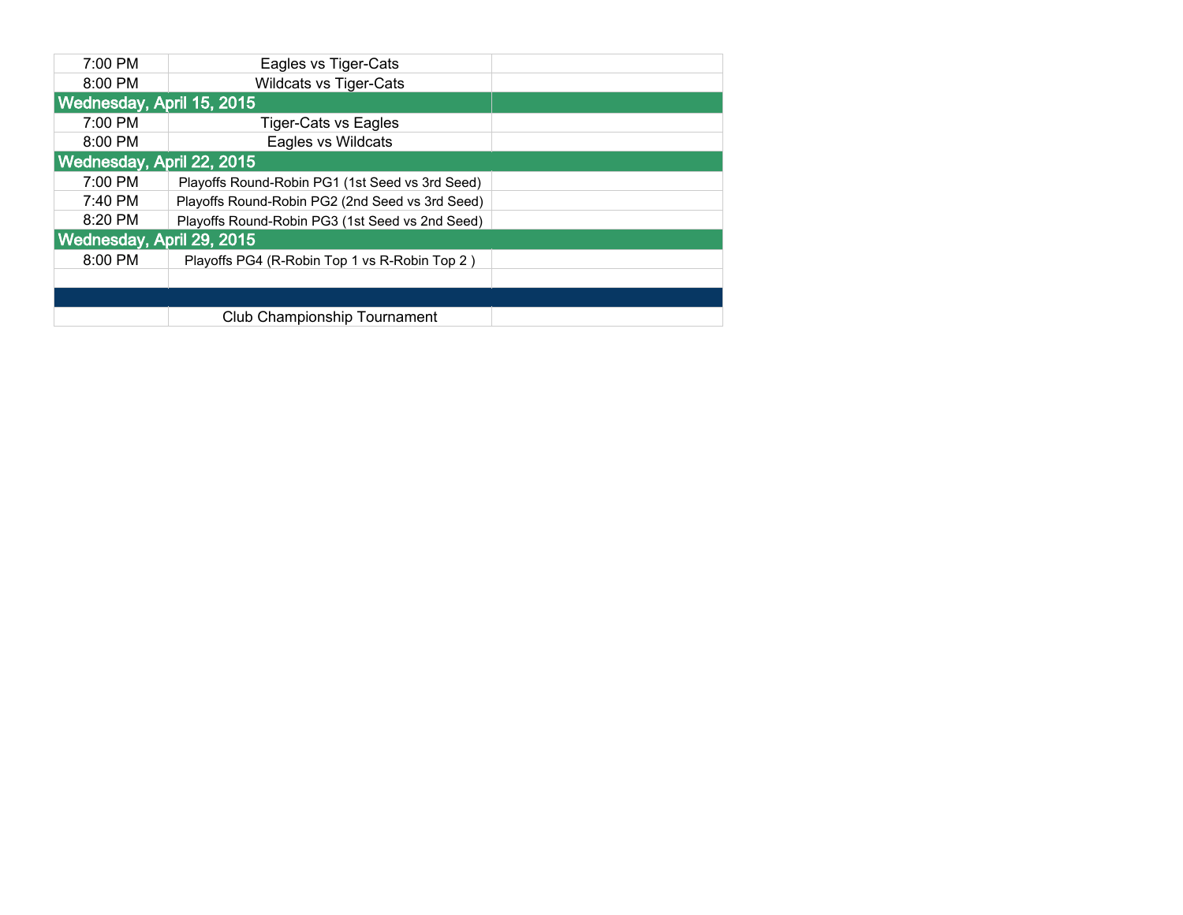| | | |
|---|---|---|
| 7:00 PM | Eagles vs Tiger-Cats | |
| 8:00 PM | Wildcats vs Tiger-Cats | |
| **Wednesday, April 15, 2015** | | |
| 7:00 PM | Tiger-Cats vs Eagles | |
| 8:00 PM | Eagles vs Wildcats | |
| **Wednesday, April 22, 2015** | | |
| 7:00 PM | Playoffs Round-Robin PG1 (1st Seed vs 3rd Seed) | |
| 7:40 PM | Playoffs Round-Robin PG2 (2nd Seed vs 3rd Seed) | |
| 8:20 PM | Playoffs Round-Robin PG3 (1st Seed vs 2nd Seed) | |
| **Wednesday, April 29, 2015** | | |
| 8:00 PM | Playoffs PG4 (R-Robin Top 1 vs R-Robin Top 2 ) | |
| | | |
| | | |
| | Club Championship Tournament | |